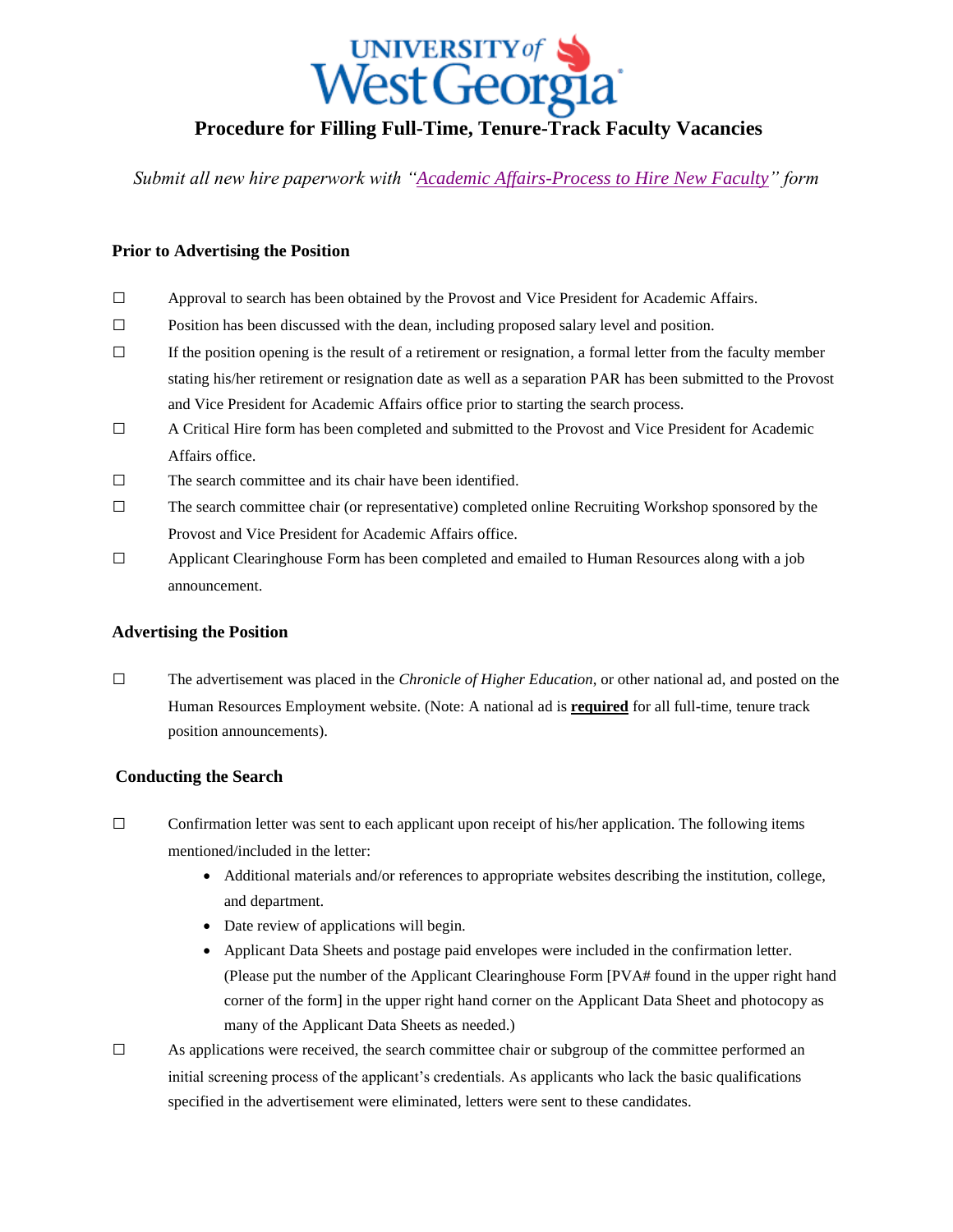# Procedure for Filling Full-Time, Tenure-Track Faculty Vacancies

*Submit all new hire paperwork with "Academic Affairs-Process to Hire New Faculty" form*

### Prior to Advertising the Position

- ☐ Approval to search has been obtained by the Provost and Vice President for Academic Affairs.
- ☐ Position has been discussed with the dean, including proposed salary level and position.
- ☐ If the position opening is the result of a retirement or resignation, a formal letter from the faculty member stating his/her retirement or resignation date as well as a separation PAR has been submitted to the Provost and Vice President for Academic Affairs office prior to starting the search process.
- ☐ A Critical Hire form has been completed and submitted to the Provost and Vice President for Academic Affairs office.
- ☐ The search committee and its chair have been identified.
- ☐ The search committee chair (or representative) completed online Recruiting Workshop sponsored by the Provost and Vice President for Academic Affairs office.
- ☐ Applicant Clearinghouse Form has been completed and emailed to Human Resources along with a job announcement.

### Advertising the Position

- ☐ The advertisement was placed in the *Chronicle of Higher Education*, or other national ad, and posted on the Human Resources Employment website. (Note: A national ad is **required** for all full-time, tenure track position announcements).

### Conducting the Search

- ☐ Confirmation letter was sent to each applicant upon receipt of his/her application. The following items mentioned/included in the letter:
  - Additional materials and/or references to appropriate websites describing the institution, college, and department.
  - Date review of applications will begin.
  - Applicant Data Sheets and postage paid envelopes were included in the confirmation letter. (Please put the number of the Applicant Clearinghouse Form [PVA# found in the upper right hand corner of the form] in the upper right hand corner on the Applicant Data Sheet and photocopy as many of the Applicant Data Sheets as needed.)
- ☐ As applications were received, the search committee chair or subgroup of the committee performed an initial screening process of the applicant's credentials. As applicants who lack the basic qualifications specified in the advertisement were eliminated, letters were sent to these candidates.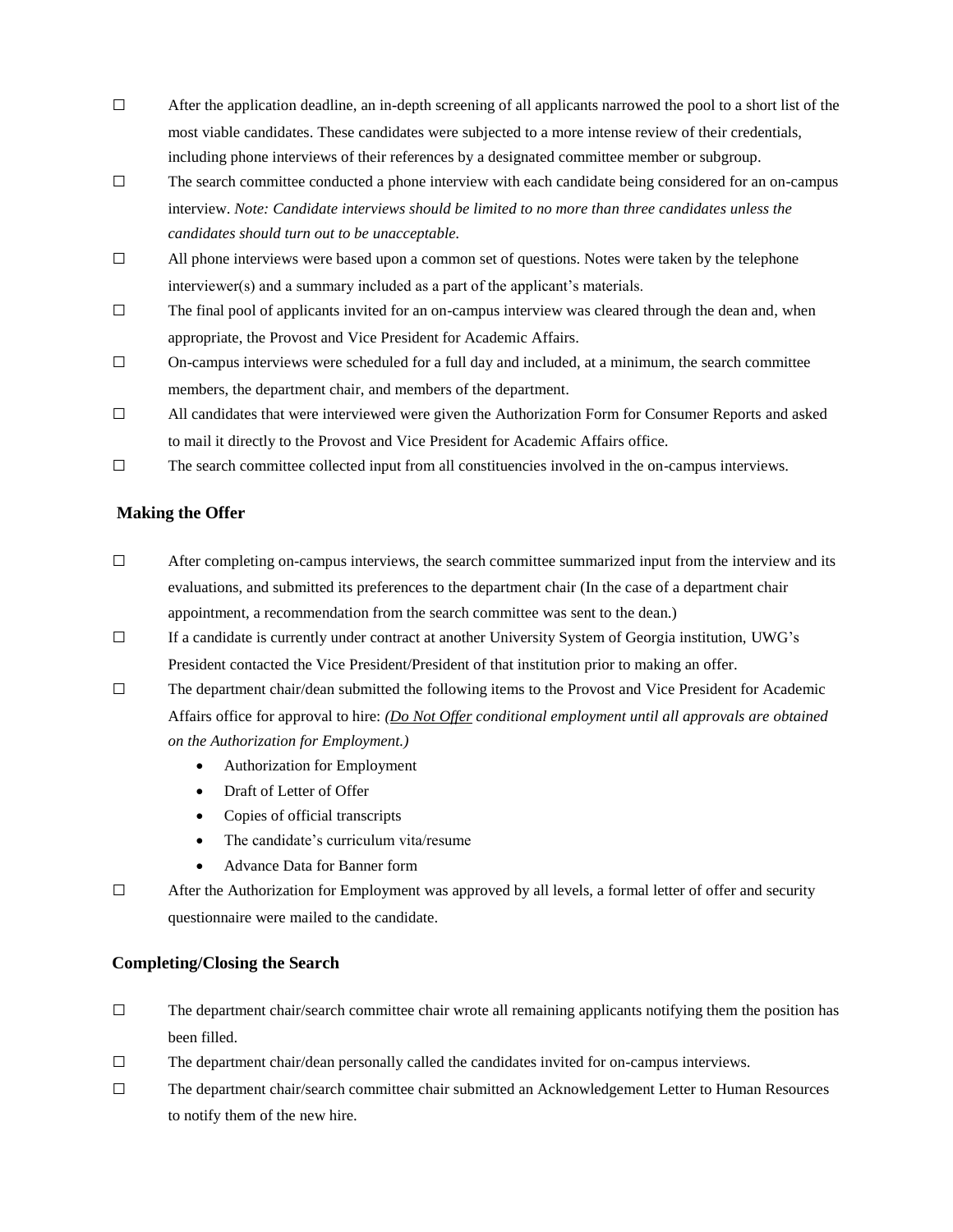- ☐ After the application deadline, an in-depth screening of all applicants narrowed the pool to a short list of the most viable candidates. These candidates were subjected to a more intense review of their credentials, including phone interviews of their references by a designated committee member or subgroup.
- ☐ The search committee conducted a phone interview with each candidate being considered for an on-campus interview. *Note: Candidate interviews should be limited to no more than three candidates unless the candidates should turn out to be unacceptable.*
- ☐ All phone interviews were based upon a common set of questions. Notes were taken by the telephone interviewer(s) and a summary included as a part of the applicant's materials.
- ☐ The final pool of applicants invited for an on-campus interview was cleared through the dean and, when appropriate, the Provost and Vice President for Academic Affairs.
- ☐ On-campus interviews were scheduled for a full day and included, at a minimum, the search committee members, the department chair, and members of the department.
- ☐ All candidates that were interviewed were given the Authorization Form for Consumer Reports and asked to mail it directly to the Provost and Vice President for Academic Affairs office.
- ☐ The search committee collected input from all constituencies involved in the on-campus interviews.

### Making the Offer

- ☐ After completing on-campus interviews, the search committee summarized input from the interview and its evaluations, and submitted its preferences to the department chair (In the case of a department chair appointment, a recommendation from the search committee was sent to the dean.)
- ☐ If a candidate is currently under contract at another University System of Georgia institution, UWG's President contacted the Vice President/President of that institution prior to making an offer.
- ☐ The department chair/dean submitted the following items to the Provost and Vice President for Academic Affairs office for approval to hire: *(**Do Not Offer** conditional employment until all approvals are obtained on the Authorization for Employment.)*
  - Authorization for Employment
  - Draft of Letter of Offer
  - Copies of official transcripts
  - The candidate's curriculum vita/resume
  - Advance Data for Banner form
- ☐ After the Authorization for Employment was approved by all levels, a formal letter of offer and security questionnaire were mailed to the candidate.

### Completing/Closing the Search

- ☐ The department chair/search committee chair wrote all remaining applicants notifying them the position has been filled.
- ☐ The department chair/dean personally called the candidates invited for on-campus interviews.
- ☐ The department chair/search committee chair submitted an Acknowledgement Letter to Human Resources to notify them of the new hire.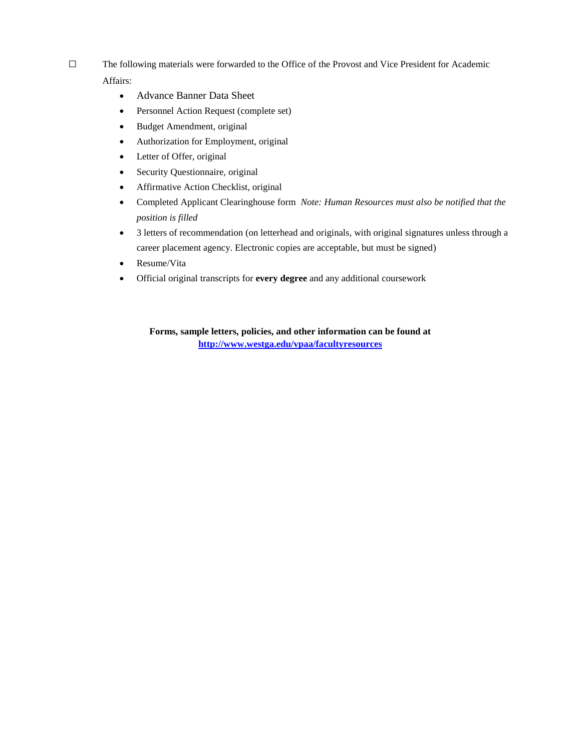☐ The following materials were forwarded to the Office of the Provost and Vice President for Academic Affairs:

- Advance Banner Data Sheet
- Personnel Action Request (complete set)
- Budget Amendment, original
- Authorization for Employment, original
- Letter of Offer, original
- Security Questionnaire, original
- Affirmative Action Checklist, original
- Completed Applicant Clearinghouse form *Note: Human Resources must also be notified that the position is filled*
- 3 letters of recommendation (on letterhead and originals, with original signatures unless through a career placement agency. Electronic copies are acceptable, but must be signed)
- Resume/Vita
- Official original transcripts for **every degree** and any additional coursework

**Forms, sample letters, policies, and other information can be found at**
**[http://www.westga.edu/vpaa/facultyresources](http://www.westga.edu/vpaa/facultyresources)**